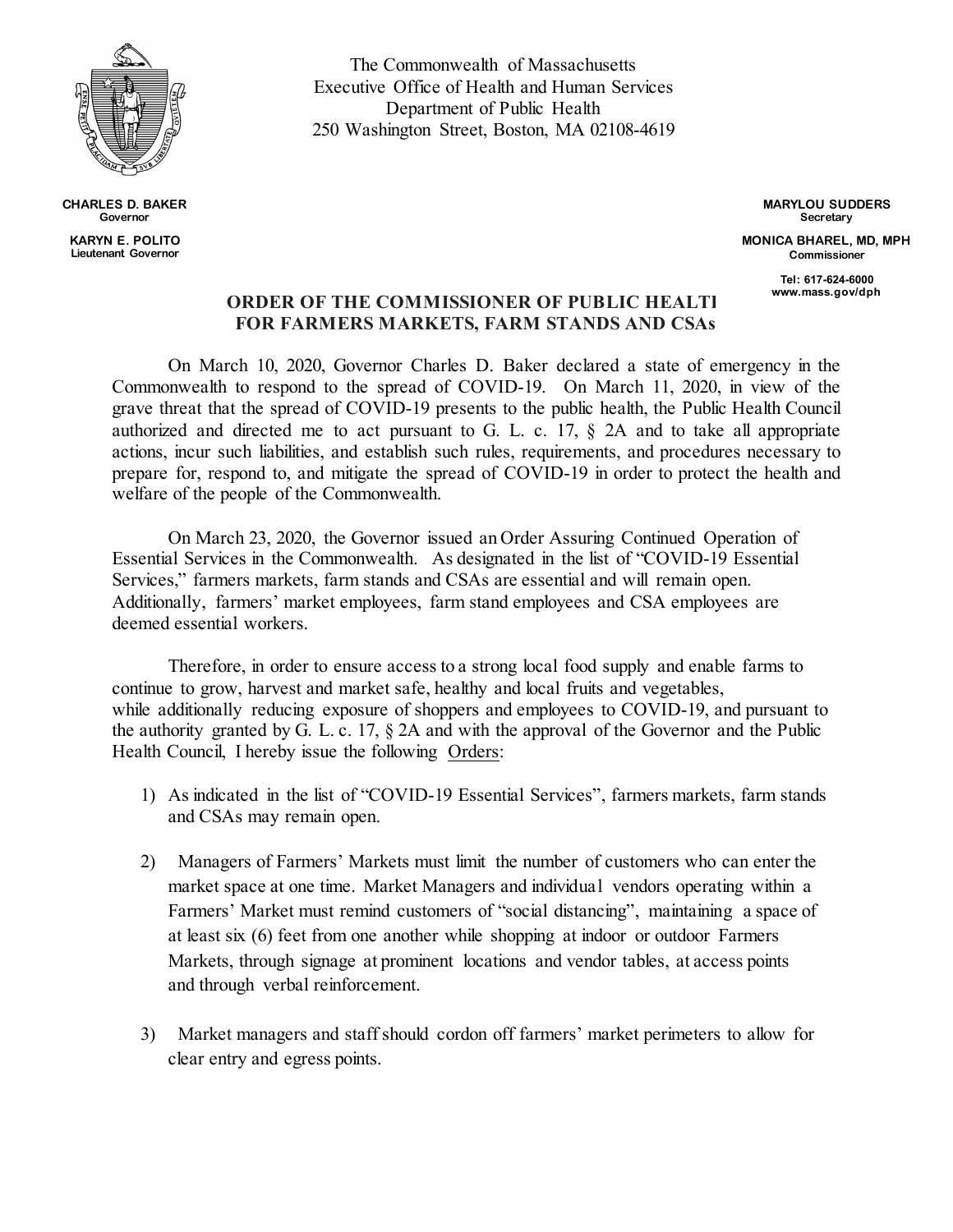The Commonwealth of Massachusetts
Executive Office of Health and Human Services
Department of Public Health
250 Washington Street, Boston, MA 02108-4619

**CHARLES D. BAKER**
Governor

**KARYN E. POLITO**
Lieutenant Governor

**MARYLOU SUDDERS**
Secretary

**MONICA BHAREL, MD, MPH**
Commissioner

Tel: 617-624-6000
www.mass.gov/dph

## ORDER OF THE COMMISSIONER OF PUBLIC HEALTH FOR FARMERS MARKETS, FARM STANDS AND CSAs

On March 10, 2020, Governor Charles D. Baker declared a state of emergency in the Commonwealth to respond to the spread of COVID-19. On March 11, 2020, in view of the grave threat that the spread of COVID-19 presents to the public health, the Public Health Council authorized and directed me to act pursuant to G. L. c. 17, § 2A and to take all appropriate actions, incur such liabilities, and establish such rules, requirements, and procedures necessary to prepare for, respond to, and mitigate the spread of COVID-19 in order to protect the health and welfare of the people of the Commonwealth.

On March 23, 2020, the Governor issued an Order Assuring Continued Operation of Essential Services in the Commonwealth. As designated in the list of "COVID-19 Essential Services," farmers markets, farm stands and CSAs are essential and will remain open. Additionally, farmers' market employees, farm stand employees and CSA employees are deemed essential workers.

Therefore, in order to ensure access to a strong local food supply and enable farms to continue to grow, harvest and market safe, healthy and local fruits and vegetables, while additionally reducing exposure of shoppers and employees to COVID-19, and pursuant to the authority granted by G. L. c. 17, § 2A and with the approval of the Governor and the Public Health Council, I hereby issue the following Orders:

1) As indicated in the list of "COVID-19 Essential Services", farmers markets, farm stands and CSAs may remain open.

2) Managers of Farmers' Markets must limit the number of customers who can enter the market space at one time. Market Managers and individual vendors operating within a Farmers' Market must remind customers of "social distancing", maintaining a space of at least six (6) feet from one another while shopping at indoor or outdoor Farmers Markets, through signage at prominent locations and vendor tables, at access points and through verbal reinforcement.

3) Market managers and staff should cordon off farmers' market perimeters to allow for clear entry and egress points.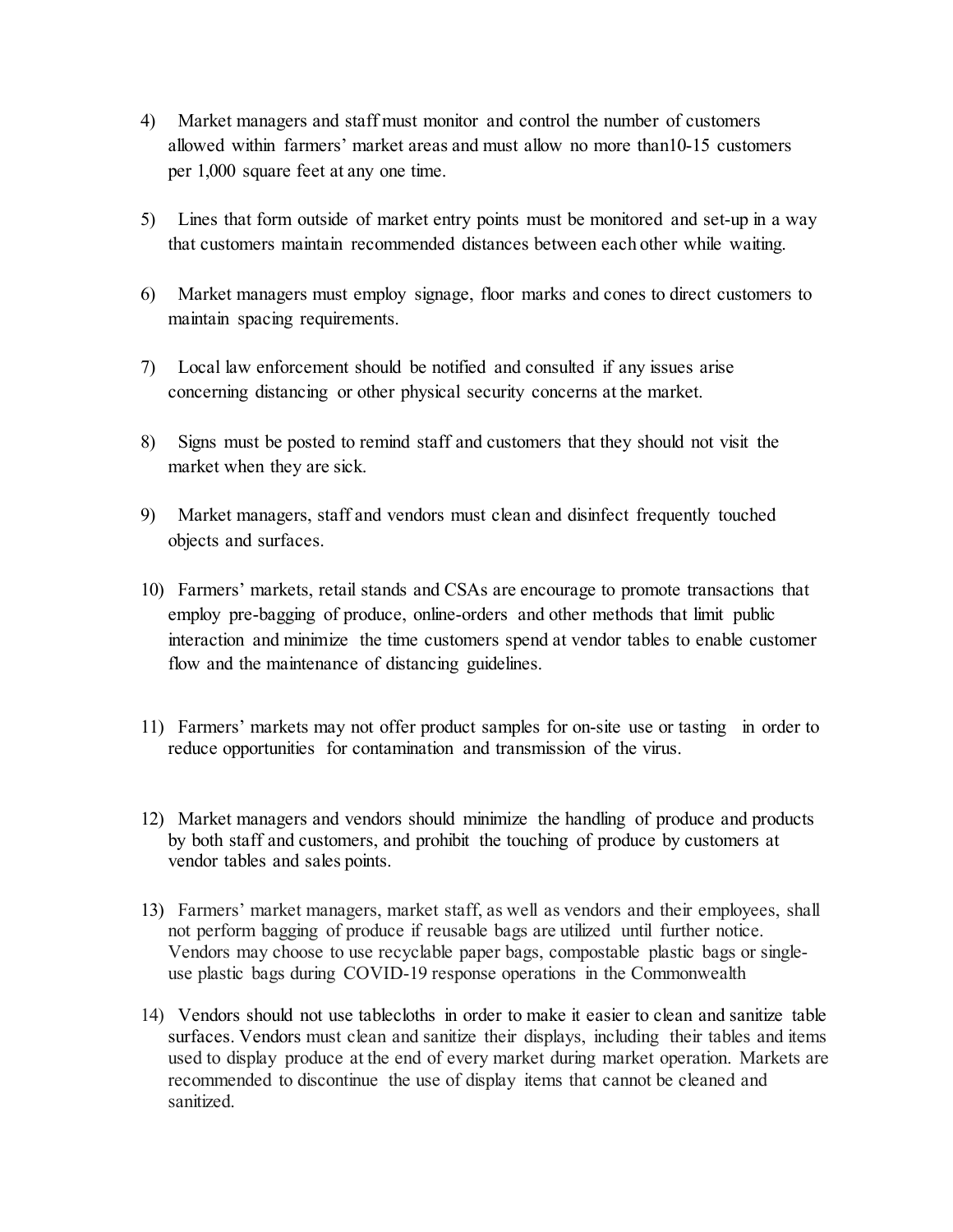4) Market managers and staff must monitor and control the number of customers allowed within farmers' market areas and must allow no more than10-15 customers per 1,000 square feet at any one time.

5) Lines that form outside of market entry points must be monitored and set-up in a way that customers maintain recommended distances between each other while waiting.

6) Market managers must employ signage, floor marks and cones to direct customers to maintain spacing requirements.

7) Local law enforcement should be notified and consulted if any issues arise concerning distancing or other physical security concerns at the market.

8) Signs must be posted to remind staff and customers that they should not visit the market when they are sick.

9) Market managers, staff and vendors must clean and disinfect frequently touched objects and surfaces.

10) Farmers' markets, retail stands and CSAs are encourage to promote transactions that employ pre-bagging of produce, online-orders and other methods that limit public interaction and minimize the time customers spend at vendor tables to enable customer flow and the maintenance of distancing guidelines.

11) Farmers' markets may not offer product samples for on-site use or tasting in order to reduce opportunities for contamination and transmission of the virus.

12) Market managers and vendors should minimize the handling of produce and products by both staff and customers, and prohibit the touching of produce by customers at vendor tables and sales points.

13) Farmers' market managers, market staff, as well as vendors and their employees, shall not perform bagging of produce if reusable bags are utilized until further notice. Vendors may choose to use recyclable paper bags, compostable plastic bags or single-use plastic bags during COVID-19 response operations in the Commonwealth

14) Vendors should not use tablecloths in order to make it easier to clean and sanitize table surfaces. Vendors must clean and sanitize their displays, including their tables and items used to display produce at the end of every market during market operation. Markets are recommended to discontinue the use of display items that cannot be cleaned and sanitized.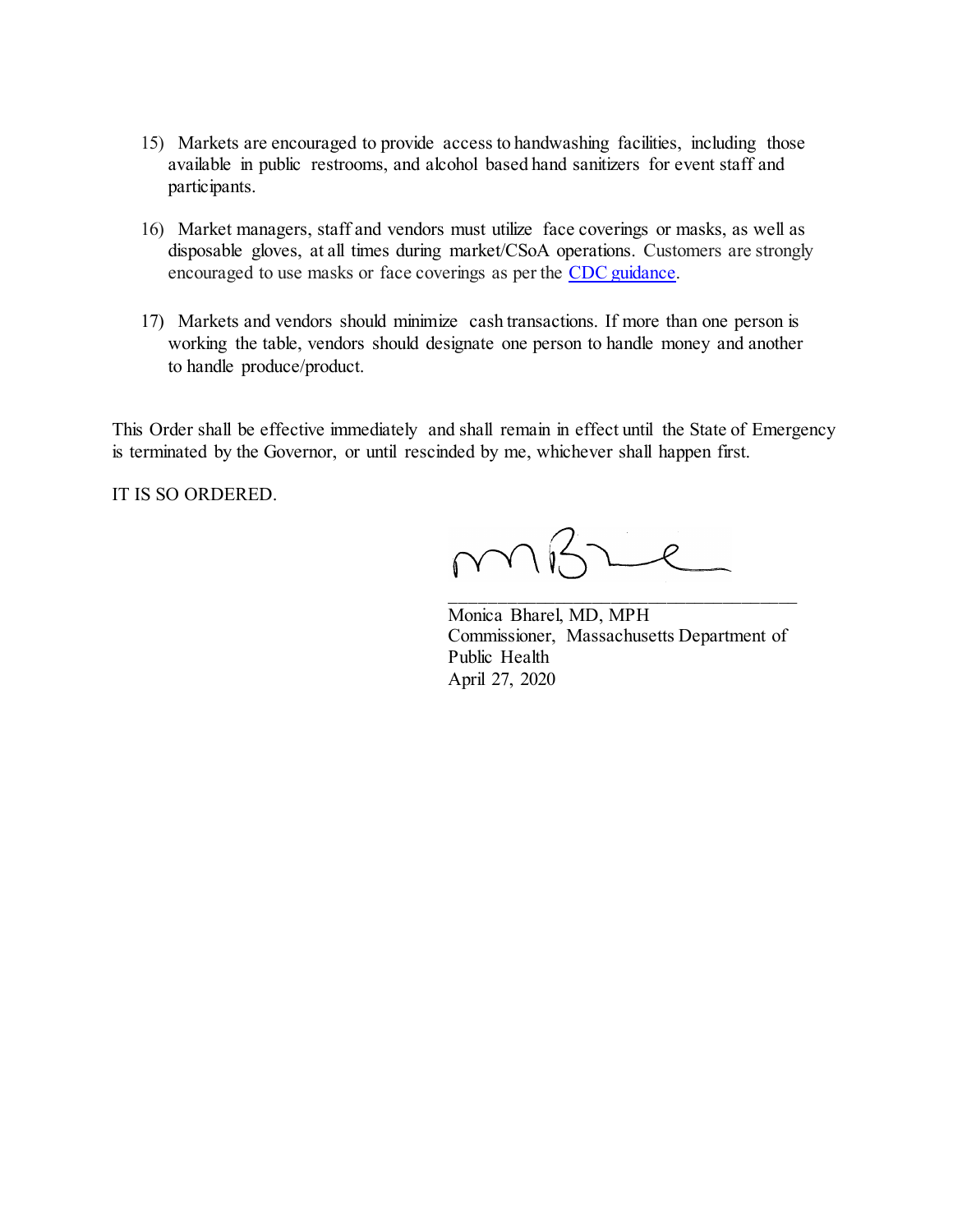15) Markets are encouraged to provide access to handwashing facilities, including those available in public restrooms, and alcohol based hand sanitizers for event staff and participants.

16) Market managers, staff and vendors must utilize face coverings or masks, as well as disposable gloves, at all times during market/CSoA operations. Customers are strongly encouraged to use masks or face coverings as per the CDC guidance.

17) Markets and vendors should minimize cash transactions. If more than one person is working the table, vendors should designate one person to handle money and another to handle produce/product.

This Order shall be effective immediately and shall remain in effect until the State of Emergency is terminated by the Governor, or until rescinded by me, whichever shall happen first.

IT IS SO ORDERED.

\_\_\_\_\_\_\_\_\_\_\_\_\_\_\_\_\_\_\_\_\_\_\_\_\_\_\_\_\_\_\_\_\_\_\_\_\_\_\_\_

Monica Bharel, MD, MPH
Commissioner, Massachusetts Department of Public Health
April 27, 2020